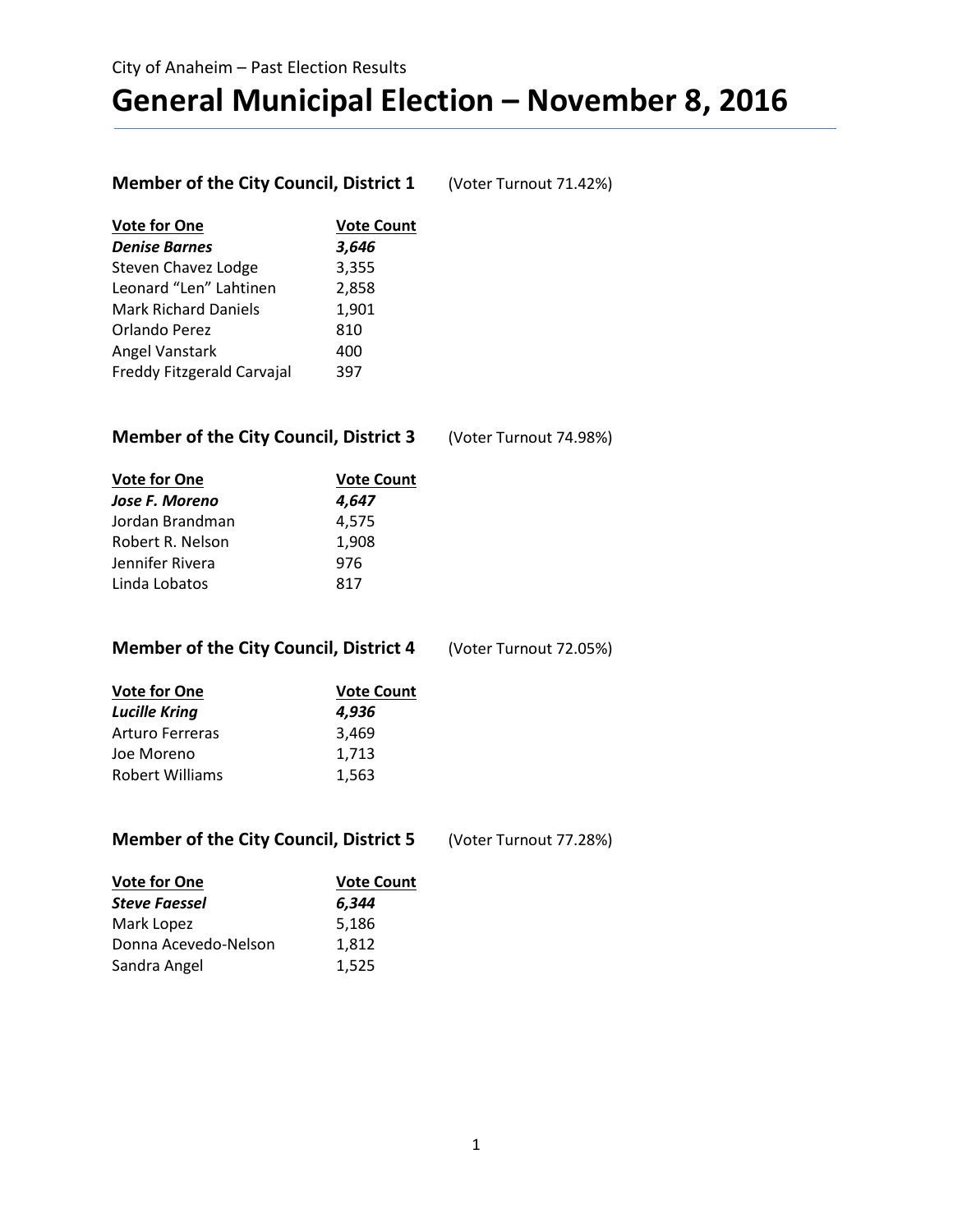City of Anaheim – Past Election Results

# General Municipal Election – November 8, 2016

### Member of the City Council, District 1 (Voter Turnout 71.42%)

| Vote for One | Vote Count |
|---|---|
| ***Denise Barnes*** | ***3,646*** |
| Steven Chavez Lodge | 3,355 |
| Leonard "Len" Lahtinen | 2,858 |
| Mark Richard Daniels | 1,901 |
| Orlando Perez | 810 |
| Angel Vanstark | 400 |
| Freddy Fitzgerald Carvajal | 397 |

### Member of the City Council, District 3 (Voter Turnout 74.98%)

| Vote for One | Vote Count |
|---|---|
| ***Jose F. Moreno*** | ***4,647*** |
| Jordan Brandman | 4,575 |
| Robert R. Nelson | 1,908 |
| Jennifer Rivera | 976 |
| Linda Lobatos | 817 |

### Member of the City Council, District 4 (Voter Turnout 72.05%)

| Vote for One | Vote Count |
|---|---|
| ***Lucille Kring*** | ***4,936*** |
| Arturo Ferreras | 3,469 |
| Joe Moreno | 1,713 |
| Robert Williams | 1,563 |

### Member of the City Council, District 5 (Voter Turnout 77.28%)

| Vote for One | Vote Count |
|---|---|
| ***Steve Faessel*** | ***6,344*** |
| Mark Lopez | 5,186 |
| Donna Acevedo-Nelson | 1,812 |
| Sandra Angel | 1,525 |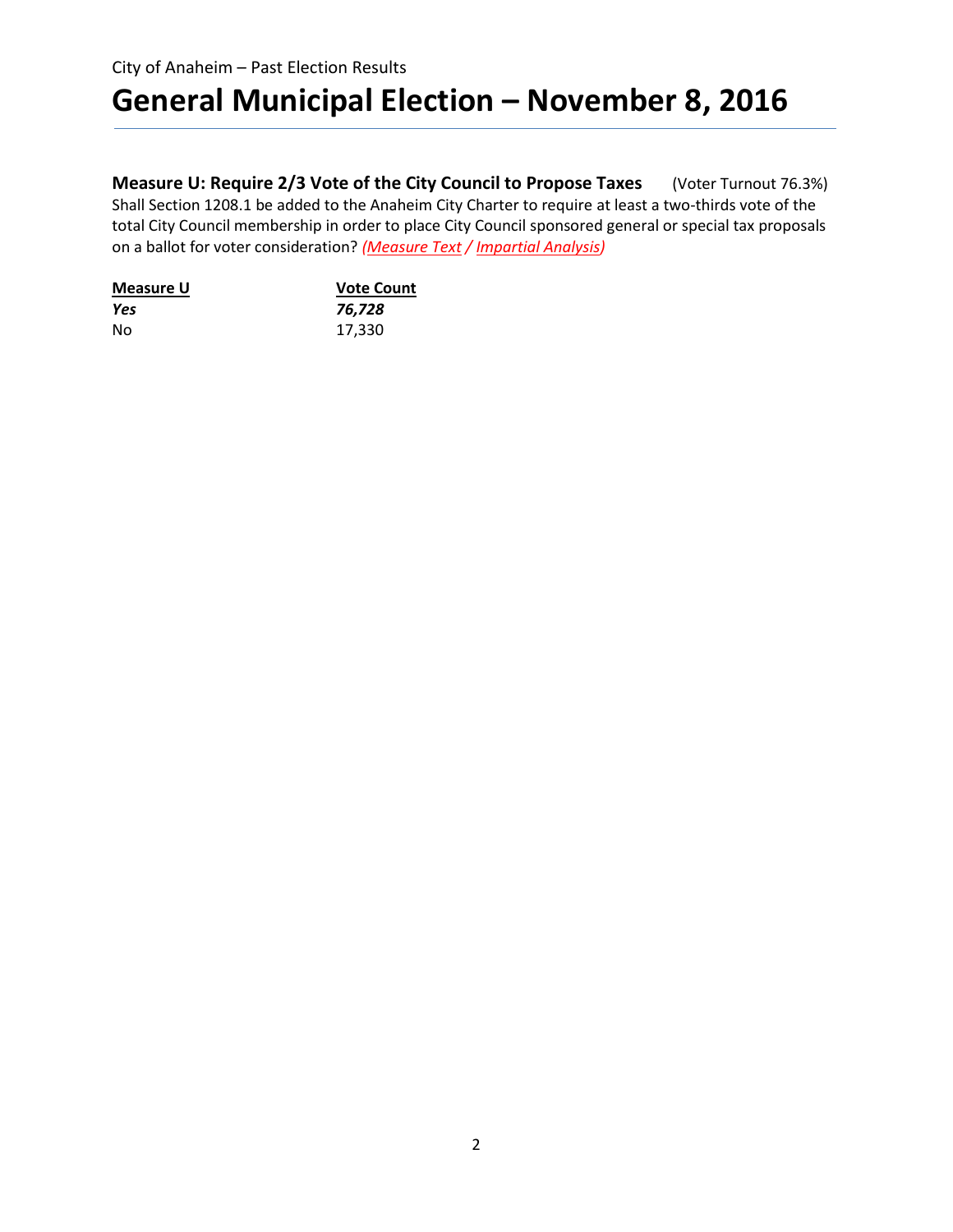City of Anaheim – Past Election Results

# General Municipal Election – November 8, 2016

**Measure U: Require 2/3 Vote of the City Council to Propose Taxes** (Voter Turnout 76.3%)
Shall Section 1208.1 be added to the Anaheim City Charter to require at least a two-thirds vote of the total City Council membership in order to place City Council sponsored general or special tax proposals on a ballot for voter consideration? *(Measure Text / Impartial Analysis)*

| Measure U | Vote Count |
| --- | --- |
| ***Yes*** | ***76,728*** |
| No | 17,330 |